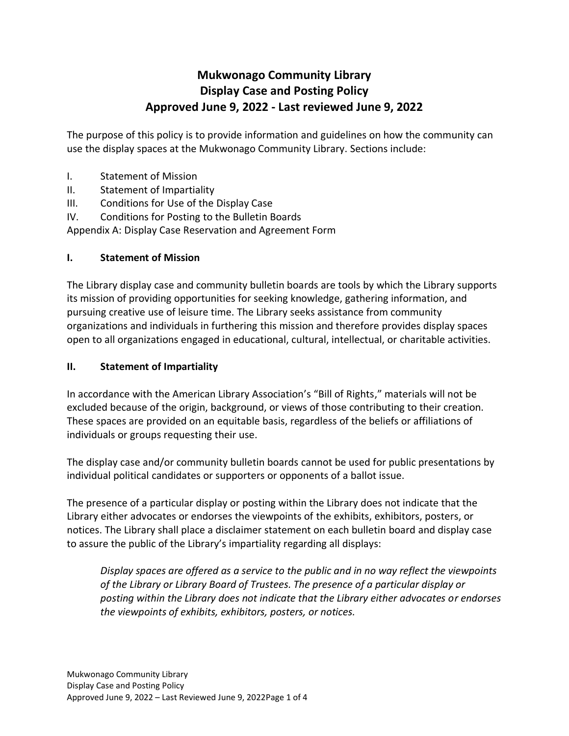# Mukwonago Community Library
# Display Case and Posting Policy
# Approved June 9, 2022 - Last reviewed June 9, 2022

The purpose of this policy is to provide information and guidelines on how the community can use the display spaces at the Mukwonago Community Library. Sections include:

I. Statement of Mission
II. Statement of Impartiality
III. Conditions for Use of the Display Case
IV. Conditions for Posting to the Bulletin Boards
Appendix A: Display Case Reservation and Agreement Form

## I. Statement of Mission

The Library display case and community bulletin boards are tools by which the Library supports its mission of providing opportunities for seeking knowledge, gathering information, and pursuing creative use of leisure time. The Library seeks assistance from community organizations and individuals in furthering this mission and therefore provides display spaces open to all organizations engaged in educational, cultural, intellectual, or charitable activities.

## II. Statement of Impartiality

In accordance with the American Library Association's "Bill of Rights," materials will not be excluded because of the origin, background, or views of those contributing to their creation. These spaces are provided on an equitable basis, regardless of the beliefs or affiliations of individuals or groups requesting their use.

The display case and/or community bulletin boards cannot be used for public presentations by individual political candidates or supporters or opponents of a ballot issue.

The presence of a particular display or posting within the Library does not indicate that the Library either advocates or endorses the viewpoints of the exhibits, exhibitors, posters, or notices. The Library shall place a disclaimer statement on each bulletin board and display case to assure the public of the Library's impartiality regarding all displays:

> *Display spaces are offered as a service to the public and in no way reflect the viewpoints of the Library or Library Board of Trustees. The presence of a particular display or posting within the Library does not indicate that the Library either advocates or endorses the viewpoints of exhibits, exhibitors, posters, or notices.*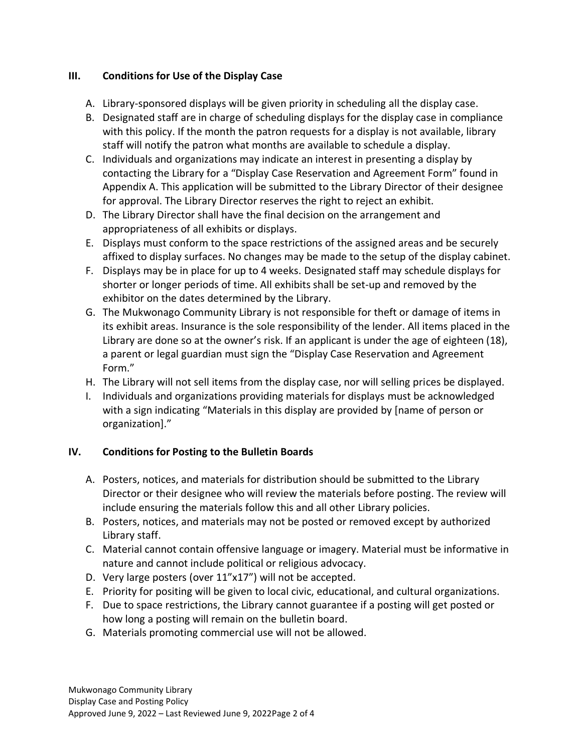## III. Conditions for Use of the Display Case

A. Library-sponsored displays will be given priority in scheduling all the display case.
B. Designated staff are in charge of scheduling displays for the display case in compliance with this policy. If the month the patron requests for a display is not available, library staff will notify the patron what months are available to schedule a display.
C. Individuals and organizations may indicate an interest in presenting a display by contacting the Library for a "Display Case Reservation and Agreement Form" found in Appendix A. This application will be submitted to the Library Director of their designee for approval. The Library Director reserves the right to reject an exhibit.
D. The Library Director shall have the final decision on the arrangement and appropriateness of all exhibits or displays.
E. Displays must conform to the space restrictions of the assigned areas and be securely affixed to display surfaces. No changes may be made to the setup of the display cabinet.
F. Displays may be in place for up to 4 weeks. Designated staff may schedule displays for shorter or longer periods of time. All exhibits shall be set-up and removed by the exhibitor on the dates determined by the Library.
G. The Mukwonago Community Library is not responsible for theft or damage of items in its exhibit areas. Insurance is the sole responsibility of the lender. All items placed in the Library are done so at the owner's risk. If an applicant is under the age of eighteen (18), a parent or legal guardian must sign the "Display Case Reservation and Agreement Form."
H. The Library will not sell items from the display case, nor will selling prices be displayed.
I. Individuals and organizations providing materials for displays must be acknowledged with a sign indicating "Materials in this display are provided by [name of person or organization]."

## IV. Conditions for Posting to the Bulletin Boards

A. Posters, notices, and materials for distribution should be submitted to the Library Director or their designee who will review the materials before posting. The review will include ensuring the materials follow this and all other Library policies.
B. Posters, notices, and materials may not be posted or removed except by authorized Library staff.
C. Material cannot contain offensive language or imagery. Material must be informative in nature and cannot include political or religious advocacy.
D. Very large posters (over 11"x17") will not be accepted.
E. Priority for positing will be given to local civic, educational, and cultural organizations.
F. Due to space restrictions, the Library cannot guarantee if a posting will get posted or how long a posting will remain on the bulletin board.
G. Materials promoting commercial use will not be allowed.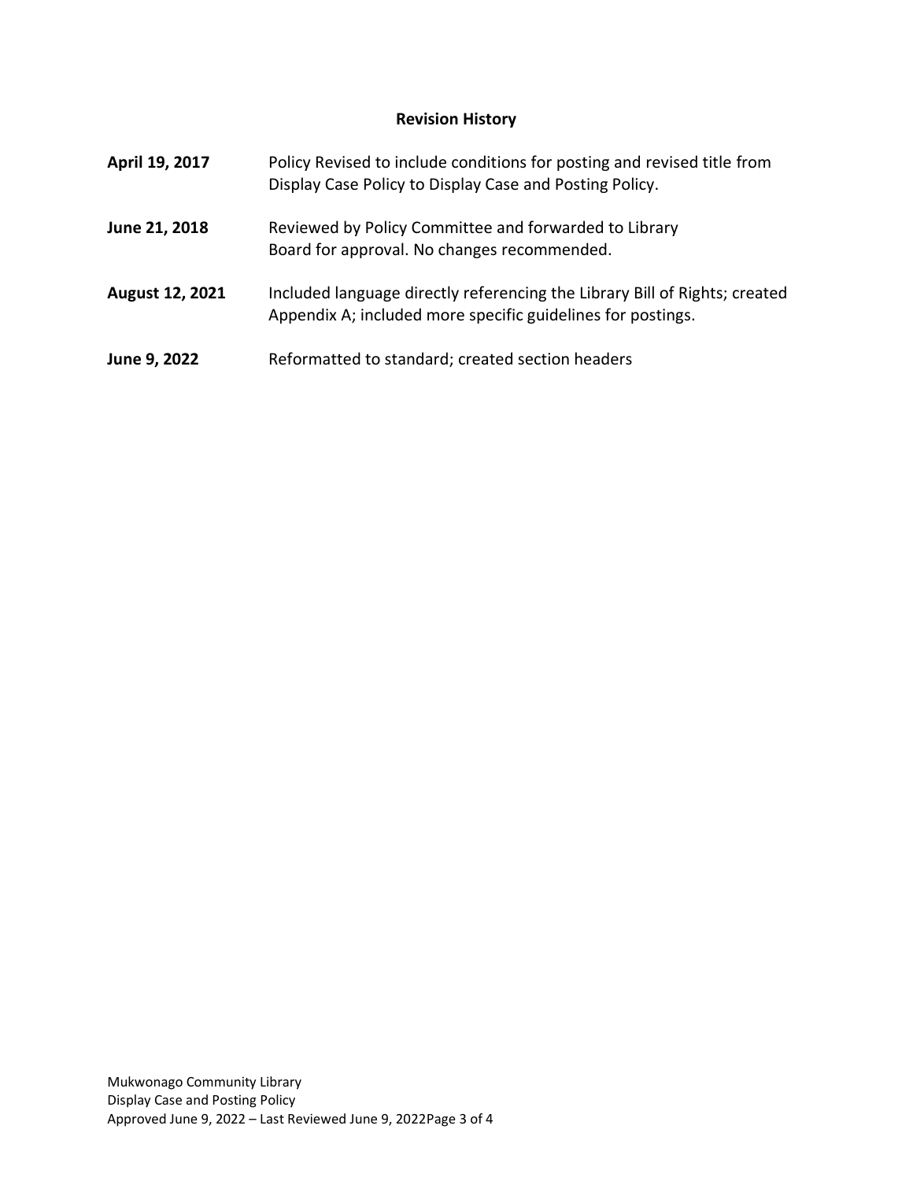## Revision History

| | |
|---|---|
| **April 19, 2017** | Policy Revised to include conditions for posting and revised title from Display Case Policy to Display Case and Posting Policy. |
| **June 21, 2018** | Reviewed by Policy Committee and forwarded to Library Board for approval. No changes recommended. |
| **August 12, 2021** | Included language directly referencing the Library Bill of Rights; created Appendix A; included more specific guidelines for postings. |
| **June 9, 2022** | Reformatted to standard; created section headers |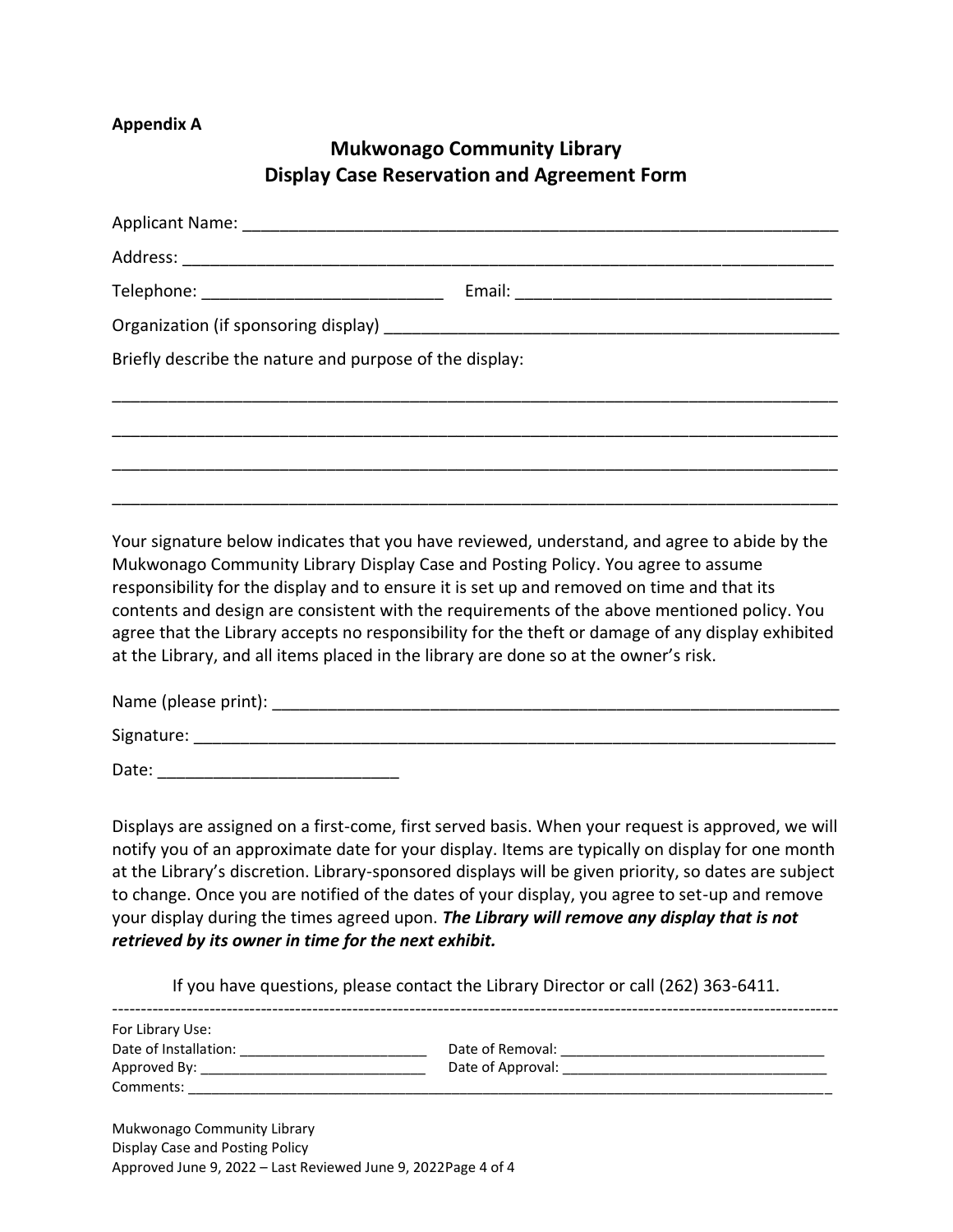**Appendix A**

## Mukwonago Community Library
## Display Case Reservation and Agreement Form

Applicant Name: ______________________________________________________________

Address: ____________________________________________________________________

Telephone: __________________________ Email: __________________________________

Organization (if sponsoring display) __________________________________________________

Briefly describe the nature and purpose of the display:

______________________________________________________________________________

______________________________________________________________________________

______________________________________________________________________________

______________________________________________________________________________

Your signature below indicates that you have reviewed, understand, and agree to abide by the Mukwonago Community Library Display Case and Posting Policy. You agree to assume responsibility for the display and to ensure it is set up and removed on time and that its contents and design are consistent with the requirements of the above mentioned policy. You agree that the Library accepts no responsibility for the theft or damage of any display exhibited at the Library, and all items placed in the library are done so at the owner's risk.

Name (please print): _____________________________________________________________

Signature: ____________________________________________________________________

Date: __________________________

Displays are assigned on a first-come, first served basis. When your request is approved, we will notify you of an approximate date for your display. Items are typically on display for one month at the Library's discretion. Library-sponsored displays will be given priority, so dates are subject to change. Once you are notified of the dates of your display, you agree to set-up and remove your display during the times agreed upon. ***The Library will remove any display that is not retrieved by its owner in time for the next exhibit.***

If you have questions, please contact the Library Director or call (262) 363-6411.

---

For Library Use:

Date of Installation: ________________________ Date of Removal: _________________________________

Approved By: ____________________________ Date of Approval: _________________________________

Comments: ______________________________________________________________________________

Mukwonago Community Library
Display Case and Posting Policy
Approved June 9, 2022 – Last Reviewed June 9, 2022